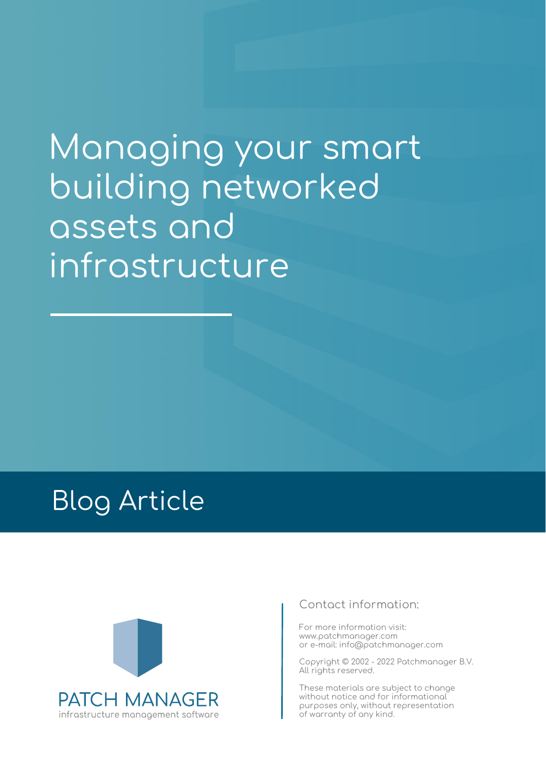# Managing your smart building networked assets and infrastructure

## Blog Article

PATCH MANAGER
infrastructure management software

Contact information:

For more information visit:
www.patchmanager.com
or e-mail: info@patchmanager.com

Copyright © 2002 - 2022 Patchmanager B.V.
All rights reserved.

These materials are subject to change without notice and for informational purposes only, without representation of warranty of any kind.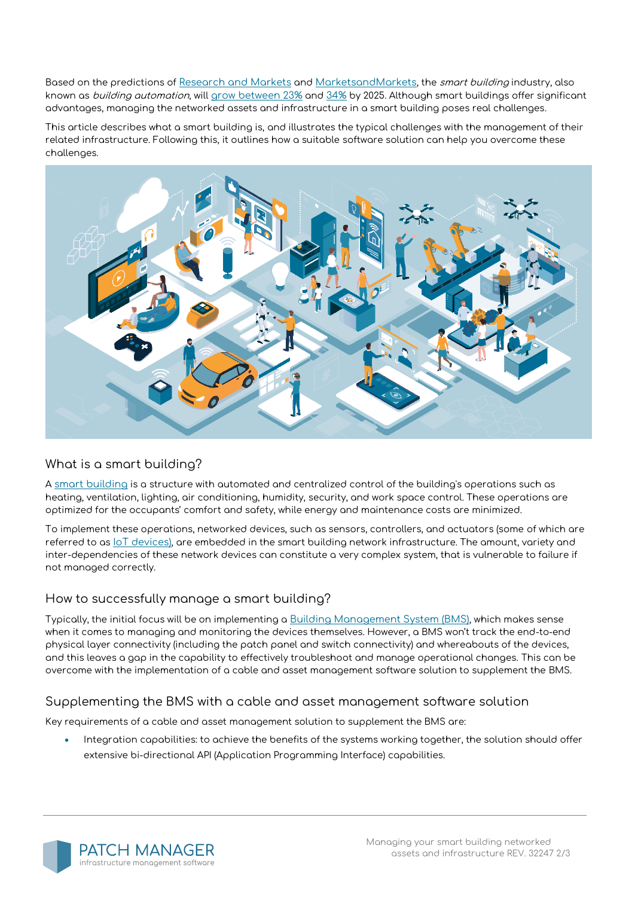Based on the predictions of Research and Markets and MarketsandMarkets, the *smart building* industry, also known as *building automation*, will grow between 23% and 34% by 2025. Although smart buildings offer significant advantages, managing the networked assets and infrastructure in a smart building poses real challenges.

This article describes what a smart building is, and illustrates the typical challenges with the management of their related infrastructure. Following this, it outlines how a suitable software solution can help you overcome these challenges.

## What is a smart building?

A smart building is a structure with automated and centralized control of the building's operations such as heating, ventilation, lighting, air conditioning, humidity, security, and work space control. These operations are optimized for the occupants' comfort and safety, while energy and maintenance costs are minimized.

To implement these operations, networked devices, such as sensors, controllers, and actuators (some of which are referred to as IoT devices), are embedded in the smart building network infrastructure. The amount, variety and inter-dependencies of these network devices can constitute a very complex system, that is vulnerable to failure if not managed correctly.

## How to successfully manage a smart building?

Typically, the initial focus will be on implementing a Building Management System (BMS), which makes sense when it comes to managing and monitoring the devices themselves. However, a BMS won't track the end-to-end physical layer connectivity (including the patch panel and switch connectivity) and whereabouts of the devices, and this leaves a gap in the capability to effectively troubleshoot and manage operational changes. This can be overcome with the implementation of a cable and asset management software solution to supplement the BMS.

## Supplementing the BMS with a cable and asset management software solution

Key requirements of a cable and asset management solution to supplement the BMS are:

- Integration capabilities: to achieve the benefits of the systems working together, the solution should offer extensive bi-directional API (Application Programming Interface) capabilities.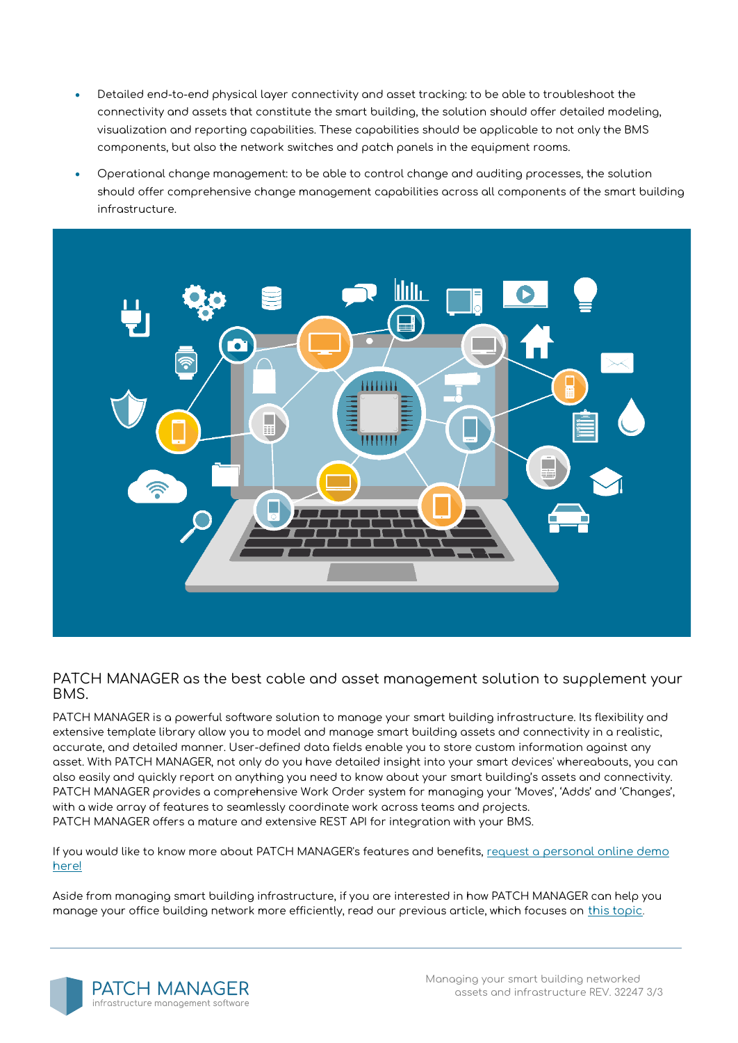- Detailed end-to-end physical layer connectivity and asset tracking: to be able to troubleshoot the connectivity and assets that constitute the smart building, the solution should offer detailed modeling, visualization and reporting capabilities. These capabilities should be applicable to not only the BMS components, but also the network switches and patch panels in the equipment rooms.
- Operational change management: to be able to control change and auditing processes, the solution should offer comprehensive change management capabilities across all components of the smart building infrastructure.

## PATCH MANAGER as the best cable and asset management solution to supplement your BMS.

PATCH MANAGER is a powerful software solution to manage your smart building infrastructure. Its flexibility and extensive template library allow you to model and manage smart building assets and connectivity in a realistic, accurate, and detailed manner. User-defined data fields enable you to store custom information against any asset. With PATCH MANAGER, not only do you have detailed insight into your smart devices' whereabouts, you can also easily and quickly report on anything you need to know about your smart building's assets and connectivity. PATCH MANAGER provides a comprehensive Work Order system for managing your 'Moves', 'Adds' and 'Changes', with a wide array of features to seamlessly coordinate work across teams and projects.
PATCH MANAGER offers a mature and extensive REST API for integration with your BMS.

If you would like to know more about PATCH MANAGER's features and benefits, request a personal online demo here!

Aside from managing smart building infrastructure, if you are interested in how PATCH MANAGER can help you manage your office building network more efficiently, read our previous article, which focuses on this topic.